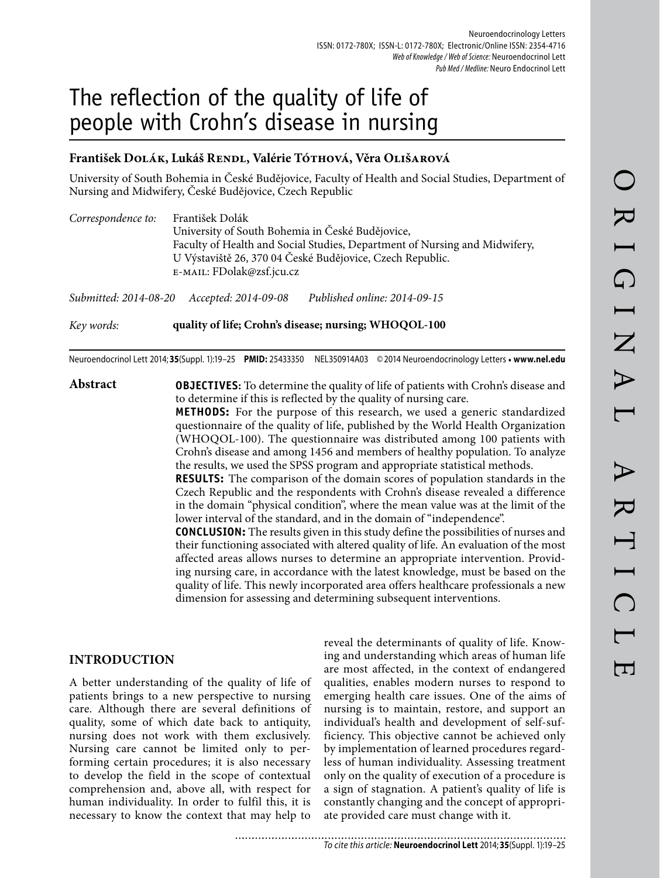# The reflection of the quality of life of people with Crohn's disease in nursing

**František Dolák, Lukáš Rendl, Valérie Tóthová, Věra Olišarová**

University of South Bohemia in České Budějovice, Faculty of Health and Social Studies, Department of Nursing and Midwifery, České Budějovice, Czech Republic

*Correspondence to:* František Dolák
University of South Bohemia in České Budějovice,
Faculty of Health and Social Studies, Department of Nursing and Midwifery,
U Výstaviště 26, 370 04 České Budějovice, Czech Republic.
E-MAIL: FDolak@zsf.jcu.cz

*Submitted:* 2014-08-20 *Accepted:* 2014-09-08 *Published online:* 2014-09-15

*Key words:* **quality of life; Crohn's disease; nursing; WHOQOL-100**

Neuroendocrinol Lett 2014; **35**(Suppl. 1):19–25 **PMID:** 25433350 NEL350914A03 © 2014 Neuroendocrinology Letters • **www.nel.edu**

## Abstract

**OBJECTIVES:** To determine the quality of life of patients with Crohn's disease and to determine if this is reflected by the quality of nursing care.

**METHODS:** For the purpose of this research, we used a generic standardized questionnaire of the quality of life, published by the World Health Organization (WHOQOL-100). The questionnaire was distributed among 100 patients with Crohn's disease and among 1456 and members of healthy population. To analyze the results, we used the SPSS program and appropriate statistical methods.

**RESULTS:** The comparison of the domain scores of population standards in the Czech Republic and the respondents with Crohn's disease revealed a difference in the domain "physical condition", where the mean value was at the limit of the lower interval of the standard, and in the domain of "independence".

**CONCLUSION:** The results given in this study define the possibilities of nurses and their functioning associated with altered quality of life. An evaluation of the most affected areas allows nurses to determine an appropriate intervention. Providing nursing care, in accordance with the latest knowledge, must be based on the quality of life. This newly incorporated area offers healthcare professionals a new dimension for assessing and determining subsequent interventions.

## INTRODUCTION

A better understanding of the quality of life of patients brings to a new perspective to nursing care. Although there are several definitions of quality, some of which date back to antiquity, nursing does not work with them exclusively. Nursing care cannot be limited only to performing certain procedures; it is also necessary to develop the field in the scope of contextual comprehension and, above all, with respect for human individuality. In order to fulfil this, it is necessary to know the context that may help to reveal the determinants of quality of life. Knowing and understanding which areas of human life are most affected, in the context of endangered qualities, enables modern nurses to respond to emerging health care issues. One of the aims of nursing is to maintain, restore, and support an individual's health and development of self-sufficiency. This objective cannot be achieved only by implementation of learned procedures regardless of human individuality. Assessing treatment only on the quality of execution of a procedure is a sign of stagnation. A patient's quality of life is constantly changing and the concept of appropriate provided care must change with it.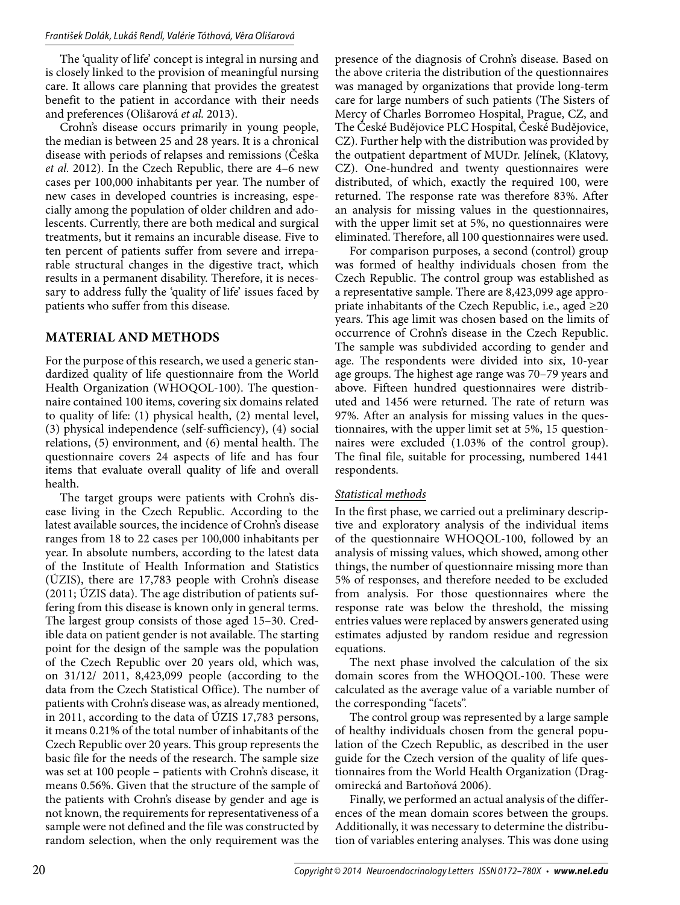The 'quality of life' concept is integral in nursing and is closely linked to the provision of meaningful nursing care. It allows care planning that provides the greatest benefit to the patient in accordance with their needs and preferences (Olišarová *et al.* 2013).

Crohn's disease occurs primarily in young people, the median is between 25 and 28 years. It is a chronical disease with periods of relapses and remissions (Češka *et al.* 2012). In the Czech Republic, there are 4–6 new cases per 100,000 inhabitants per year. The number of new cases in developed countries is increasing, especially among the population of older children and adolescents. Currently, there are both medical and surgical treatments, but it remains an incurable disease. Five to ten percent of patients suffer from severe and irreparable structural changes in the digestive tract, which results in a permanent disability. Therefore, it is necessary to address fully the 'quality of life' issues faced by patients who suffer from this disease.

## MATERIAL AND METHODS

For the purpose of this research, we used a generic standardized quality of life questionnaire from the World Health Organization (WHOQOL-100). The questionnaire contained 100 items, covering six domains related to quality of life: (1) physical health, (2) mental level, (3) physical independence (self-sufficiency), (4) social relations, (5) environment, and (6) mental health. The questionnaire covers 24 aspects of life and has four items that evaluate overall quality of life and overall health.

The target groups were patients with Crohn's disease living in the Czech Republic. According to the latest available sources, the incidence of Crohn's disease ranges from 18 to 22 cases per 100,000 inhabitants per year. In absolute numbers, according to the latest data of the Institute of Health Information and Statistics (ÚZIS), there are 17,783 people with Crohn's disease (2011; ÚZIS data). The age distribution of patients suffering from this disease is known only in general terms. The largest group consists of those aged 15–30. Credible data on patient gender is not available. The starting point for the design of the sample was the population of the Czech Republic over 20 years old, which was, on 31/12/ 2011, 8,423,099 people (according to the data from the Czech Statistical Office). The number of patients with Crohn's disease was, as already mentioned, in 2011, according to the data of ÚZIS 17,783 persons, it means 0.21% of the total number of inhabitants of the Czech Republic over 20 years. This group represents the basic file for the needs of the research. The sample size was set at 100 people – patients with Crohn's disease, it means 0.56%. Given that the structure of the sample of the patients with Crohn's disease by gender and age is not known, the requirements for representativeness of a sample were not defined and the file was constructed by random selection, when the only requirement was the presence of the diagnosis of Crohn's disease. Based on the above criteria the distribution of the questionnaires was managed by organizations that provide long-term care for large numbers of such patients (The Sisters of Mercy of Charles Borromeo Hospital, Prague, CZ, and The České Budějovice PLC Hospital, České Budějovice, CZ). Further help with the distribution was provided by the outpatient department of MUDr. Jelínek, (Klatovy, CZ). One-hundred and twenty questionnaires were distributed, of which, exactly the required 100, were returned. The response rate was therefore 83%. After an analysis for missing values in the questionnaires, with the upper limit set at 5%, no questionnaires were eliminated. Therefore, all 100 questionnaires were used.

For comparison purposes, a second (control) group was formed of healthy individuals chosen from the Czech Republic. The control group was established as a representative sample. There are 8,423,099 age appropriate inhabitants of the Czech Republic, i.e., aged ≥20 years. This age limit was chosen based on the limits of occurrence of Crohn's disease in the Czech Republic. The sample was subdivided according to gender and age. The respondents were divided into six, 10-year age groups. The highest age range was 70–79 years and above. Fifteen hundred questionnaires were distributed and 1456 were returned. The rate of return was 97%. After an analysis for missing values in the questionnaires, with the upper limit set at 5%, 15 questionnaires were excluded (1.03% of the control group). The final file, suitable for processing, numbered 1441 respondents.

### *Statistical methods*

In the first phase, we carried out a preliminary descriptive and exploratory analysis of the individual items of the questionnaire WHOQOL-100, followed by an analysis of missing values, which showed, among other things, the number of questionnaire missing more than 5% of responses, and therefore needed to be excluded from analysis. For those questionnaires where the response rate was below the threshold, the missing entries values were replaced by answers generated using estimates adjusted by random residue and regression equations.

The next phase involved the calculation of the six domain scores from the WHOQOL-100. These were calculated as the average value of a variable number of the corresponding "facets".

The control group was represented by a large sample of healthy individuals chosen from the general population of the Czech Republic, as described in the user guide for the Czech version of the quality of life questionnaires from the World Health Organization (Dragomirecká and Bartoňová 2006).

Finally, we performed an actual analysis of the differences of the mean domain scores between the groups. Additionally, it was necessary to determine the distribution of variables entering analyses. This was done using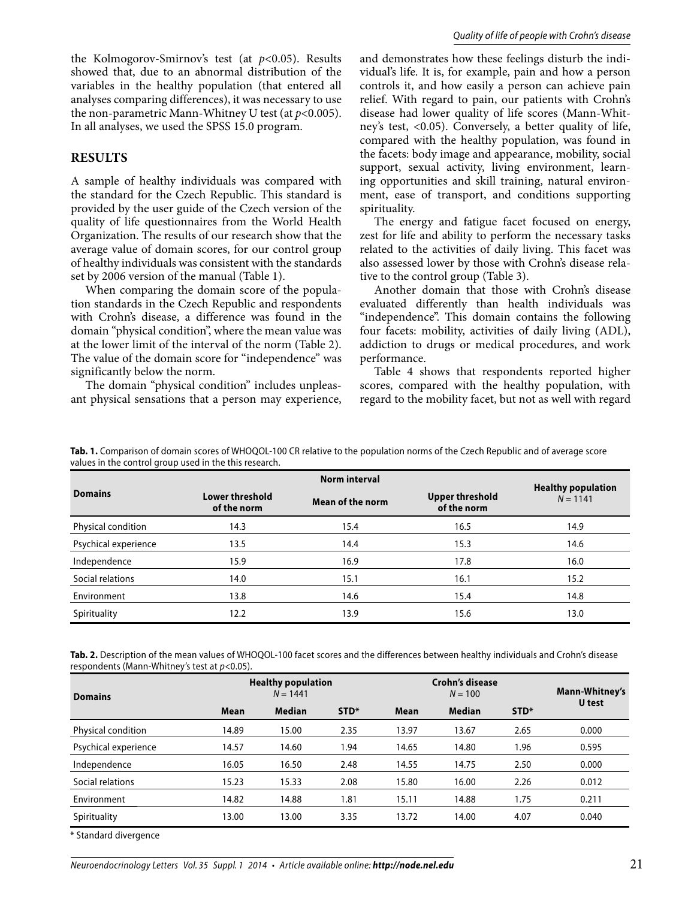the Kolmogorov-Smirnov's test (at $p<0.05$). Results showed that, due to an abnormal distribution of the variables in the healthy population (that entered all analyses comparing differences), it was necessary to use the non-parametric Mann-Whitney U test (at $p<0.005$). In all analyses, we used the SPSS 15.0 program.

## RESULTS

A sample of healthy individuals was compared with the standard for the Czech Republic. This standard is provided by the user guide of the Czech version of the quality of life questionnaires from the World Health Organization. The results of our research show that the average value of domain scores, for our control group of healthy individuals was consistent with the standards set by 2006 version of the manual (Table 1).

When comparing the domain score of the population standards in the Czech Republic and respondents with Crohn's disease, a difference was found in the domain "physical condition", where the mean value was at the lower limit of the interval of the norm (Table 2). The value of the domain score for "independence" was significantly below the norm.

The domain "physical condition" includes unpleasant physical sensations that a person may experience, and demonstrates how these feelings disturb the individual's life. It is, for example, pain and how a person controls it, and how easily a person can achieve pain relief. With regard to pain, our patients with Crohn's disease had lower quality of life scores (Mann-Whitney's test, <0.05). Conversely, a better quality of life, compared with the healthy population, was found in the facets: body image and appearance, mobility, social support, sexual activity, living environment, learning opportunities and skill training, natural environment, ease of transport, and conditions supporting spirituality.

The energy and fatigue facet focused on energy, zest for life and ability to perform the necessary tasks related to the activities of daily living. This facet was also assessed lower by those with Crohn's disease relative to the control group (Table 3).

Another domain that those with Crohn's disease evaluated differently than health individuals was "independence". This domain contains the following four facets: mobility, activities of daily living (ADL), addiction to drugs or medical procedures, and work performance.

Table 4 shows that respondents reported higher scores, compared with the healthy population, with regard to the mobility facet, but not as well with regard

**Tab. 1.** Comparison of domain scores of WHOQOL-100 CR relative to the population norms of the Czech Republic and of average score values in the control group used in the this research.

| Domains | Norm interval | | | Healthy population $N = 1141$ |
|---|---|---|---|---|
| | Lower threshold of the norm | Mean of the norm | Upper threshold of the norm | |
| Physical condition | 14.3 | 15.4 | 16.5 | 14.9 |
| Psychical experience | 13.5 | 14.4 | 15.3 | 14.6 |
| Independence | 15.9 | 16.9 | 17.8 | 16.0 |
| Social relations | 14.0 | 15.1 | 16.1 | 15.2 |
| Environment | 13.8 | 14.6 | 15.4 | 14.8 |
| Spirituality | 12.2 | 13.9 | 15.6 | 13.0 |

**Tab. 2.** Description of the mean values of WHOQOL-100 facet scores and the differences between healthy individuals and Crohn's disease respondents (Mann-Whitney's test at $p<0.05$).

| Domains | Healthy population $N = 1441$ | | | Crohn's disease $N = 100$ | | | Mann-Whitney's U test |
|---|---|---|---|---|---|---|---|
| | Mean | Median | STD* | Mean | Median | STD* | |
| Physical condition | 14.89 | 15.00 | 2.35 | 13.97 | 13.67 | 2.65 | 0.000 |
| Psychical experience | 14.57 | 14.60 | 1.94 | 14.65 | 14.80 | 1.96 | 0.595 |
| Independence | 16.05 | 16.50 | 2.48 | 14.55 | 14.75 | 2.50 | 0.000 |
| Social relations | 15.23 | 15.33 | 2.08 | 15.80 | 16.00 | 2.26 | 0.012 |
| Environment | 14.82 | 14.88 | 1.81 | 15.11 | 14.88 | 1.75 | 0.211 |
| Spirituality | 13.00 | 13.00 | 3.35 | 13.72 | 14.00 | 4.07 | 0.040 |

\* Standard divergence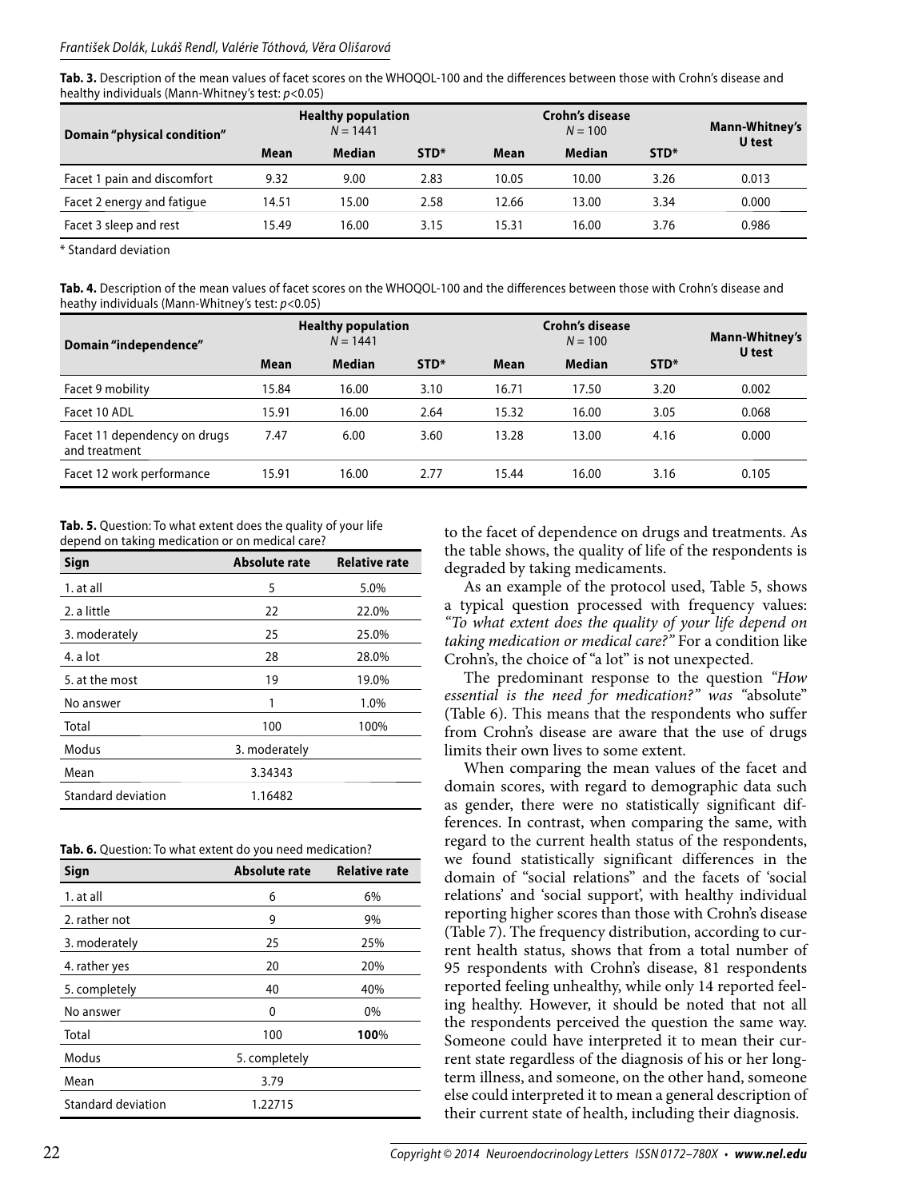**Tab. 3.** Description of the mean values of facet scores on the WHOQOL-100 and the differences between those with Crohn's disease and healthy individuals (Mann-Whitney's test: $p<0.05$)

| Domain "physical condition" | Healthy population $N = 1441$ | | | Crohn's disease $N = 100$ | | | Mann-Whitney's U test |
|---|---|---|---|---|---|---|---|
| | Mean | Median | STD* | Mean | Median | STD* | |
| Facet 1 pain and discomfort | 9.32 | 9.00 | 2.83 | 10.05 | 10.00 | 3.26 | 0.013 |
| Facet 2 energy and fatigue | 14.51 | 15.00 | 2.58 | 12.66 | 13.00 | 3.34 | 0.000 |
| Facet 3 sleep and rest | 15.49 | 16.00 | 3.15 | 15.31 | 16.00 | 3.76 | 0.986 |

\* Standard deviation

**Tab. 4.** Description of the mean values of facet scores on the WHOQOL-100 and the differences between those with Crohn's disease and heathy individuals (Mann-Whitney's test: $p<0.05$)

| Domain "independence" | Healthy population $N = 1441$ | | | Crohn's disease $N = 100$ | | | Mann-Whitney's U test |
|---|---|---|---|---|---|---|---|
| | Mean | Median | STD* | Mean | Median | STD* | |
| Facet 9 mobility | 15.84 | 16.00 | 3.10 | 16.71 | 17.50 | 3.20 | 0.002 |
| Facet 10 ADL | 15.91 | 16.00 | 2.64 | 15.32 | 16.00 | 3.05 | 0.068 |
| Facet 11 dependency on drugs and treatment | 7.47 | 6.00 | 3.60 | 13.28 | 13.00 | 4.16 | 0.000 |
| Facet 12 work performance | 15.91 | 16.00 | 2.77 | 15.44 | 16.00 | 3.16 | 0.105 |

**Tab. 5.** Question: To what extent does the quality of your life depend on taking medication or on medical care?

| Sign | Absolute rate | Relative rate |
|---|---|---|
| 1. at all | 5 | 5.0% |
| 2. a little | 22 | 22.0% |
| 3. moderately | 25 | 25.0% |
| 4. a lot | 28 | 28.0% |
| 5. at the most | 19 | 19.0% |
| No answer | 1 | 1.0% |
| Total | 100 | 100% |
| Modus | 3. moderately | |
| Mean | 3.34343 | |
| Standard deviation | 1.16482 | |

**Tab. 6.** Question: To what extent do you need medication?

| Sign | Absolute rate | Relative rate |
|---|---|---|
| 1. at all | 6 | 6% |
| 2. rather not | 9 | 9% |
| 3. moderately | 25 | 25% |
| 4. rather yes | 20 | 20% |
| 5. completely | 40 | 40% |
| No answer | 0 | 0% |
| Total | 100 | **100**% |
| Modus | 5. completely | |
| Mean | 3.79 | |
| Standard deviation | 1.22715 | |

to the facet of dependence on drugs and treatments. As the table shows, the quality of life of the respondents is degraded by taking medicaments.

As an example of the protocol used, Table 5, shows a typical question processed with frequency values: *"To what extent does the quality of your life depend on taking medication or medical care?"* For a condition like Crohn's, the choice of "a lot" is not unexpected.

The predominant response to the question *"How essential is the need for medication?" was* "absolute" (Table 6). This means that the respondents who suffer from Crohn's disease are aware that the use of drugs limits their own lives to some extent.

When comparing the mean values of the facet and domain scores, with regard to demographic data such as gender, there were no statistically significant differences. In contrast, when comparing the same, with regard to the current health status of the respondents, we found statistically significant differences in the domain of "social relations" and the facets of 'social relations' and 'social support', with healthy individual reporting higher scores than those with Crohn's disease (Table 7). The frequency distribution, according to current health status, shows that from a total number of 95 respondents with Crohn's disease, 81 respondents reported feeling unhealthy, while only 14 reported feeling healthy. However, it should be noted that not all the respondents perceived the question the same way. Someone could have interpreted it to mean their current state regardless of the diagnosis of his or her long-term illness, and someone, on the other hand, someone else could interpreted it to mean a general description of their current state of health, including their diagnosis.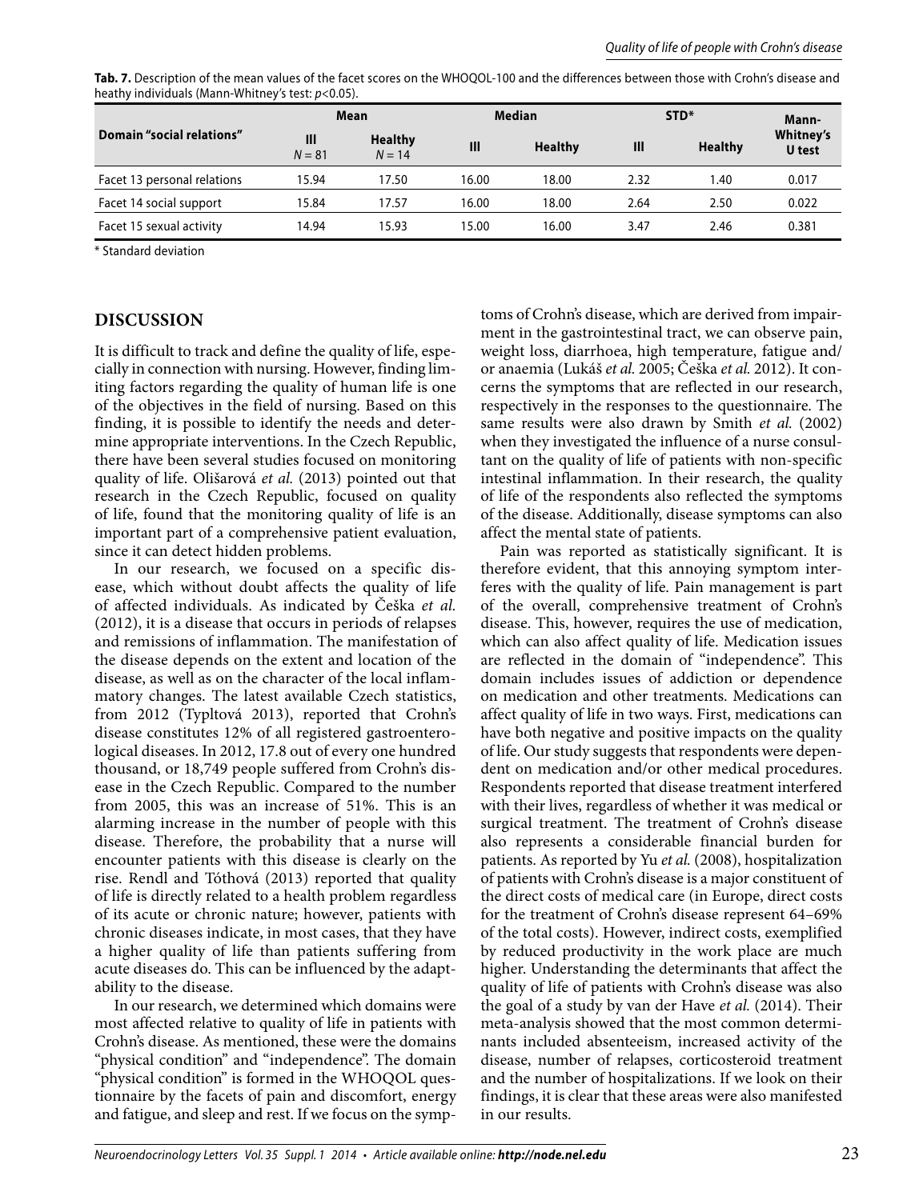**Tab. 7.** Description of the mean values of the facet scores on the WHOQOL-100 and the differences between those with Crohn's disease and heathy individuals (Mann-Whitney's test: $p<0.05$).

| Domain "social relations" | Mean | | Median | | STD* | | Mann-Whitney's U test |
|---|---|---|---|---|---|---|---|
| | Ill $N = 81$ | Healthy $N = 14$ | Ill | Healthy | Ill | Healthy | |
| Facet 13 personal relations | 15.94 | 17.50 | 16.00 | 18.00 | 2.32 | 1.40 | 0.017 |
| Facet 14 social support | 15.84 | 17.57 | 16.00 | 18.00 | 2.64 | 2.50 | 0.022 |
| Facet 15 sexual activity | 14.94 | 15.93 | 15.00 | 16.00 | 3.47 | 2.46 | 0.381 |

\* Standard deviation

## DISCUSSION

It is difficult to track and define the quality of life, especially in connection with nursing. However, finding limiting factors regarding the quality of human life is one of the objectives in the field of nursing. Based on this finding, it is possible to identify the needs and determine appropriate interventions. In the Czech Republic, there have been several studies focused on monitoring quality of life. Olišarová *et al.* (2013) pointed out that research in the Czech Republic, focused on quality of life, found that the monitoring quality of life is an important part of a comprehensive patient evaluation, since it can detect hidden problems.

In our research, we focused on a specific disease, which without doubt affects the quality of life of affected individuals. As indicated by Češka *et al.* (2012), it is a disease that occurs in periods of relapses and remissions of inflammation. The manifestation of the disease depends on the extent and location of the disease, as well as on the character of the local inflammatory changes. The latest available Czech statistics, from 2012 (Typltová 2013), reported that Crohn's disease constitutes 12% of all registered gastroenterological diseases. In 2012, 17.8 out of every one hundred thousand, or 18,749 people suffered from Crohn's disease in the Czech Republic. Compared to the number from 2005, this was an increase of 51%. This is an alarming increase in the number of people with this disease. Therefore, the probability that a nurse will encounter patients with this disease is clearly on the rise. Rendl and Tóthová (2013) reported that quality of life is directly related to a health problem regardless of its acute or chronic nature; however, patients with chronic diseases indicate, in most cases, that they have a higher quality of life than patients suffering from acute diseases do. This can be influenced by the adaptability to the disease.

In our research, we determined which domains were most affected relative to quality of life in patients with Crohn's disease. As mentioned, these were the domains "physical condition" and "independence". The domain "physical condition" is formed in the WHOQOL questionnaire by the facets of pain and discomfort, energy and fatigue, and sleep and rest. If we focus on the symptoms of Crohn's disease, which are derived from impairment in the gastrointestinal tract, we can observe pain, weight loss, diarrhoea, high temperature, fatigue and/or anaemia (Lukáš *et al.* 2005; Češka *et al.* 2012). It concerns the symptoms that are reflected in our research, respectively in the responses to the questionnaire. The same results were also drawn by Smith *et al.* (2002) when they investigated the influence of a nurse consultant on the quality of life of patients with non-specific intestinal inflammation. In their research, the quality of life of the respondents also reflected the symptoms of the disease. Additionally, disease symptoms can also affect the mental state of patients.

Pain was reported as statistically significant. It is therefore evident, that this annoying symptom interferes with the quality of life. Pain management is part of the overall, comprehensive treatment of Crohn's disease. This, however, requires the use of medication, which can also affect quality of life. Medication issues are reflected in the domain of "independence". This domain includes issues of addiction or dependence on medication and other treatments. Medications can affect quality of life in two ways. First, medications can have both negative and positive impacts on the quality of life. Our study suggests that respondents were dependent on medication and/or other medical procedures. Respondents reported that disease treatment interfered with their lives, regardless of whether it was medical or surgical treatment. The treatment of Crohn's disease also represents a considerable financial burden for patients. As reported by Yu *et al.* (2008), hospitalization of patients with Crohn's disease is a major constituent of the direct costs of medical care (in Europe, direct costs for the treatment of Crohn's disease represent 64–69% of the total costs). However, indirect costs, exemplified by reduced productivity in the work place are much higher. Understanding the determinants that affect the quality of life of patients with Crohn's disease was also the goal of a study by van der Have *et al.* (2014). Their meta-analysis showed that the most common determinants included absenteeism, increased activity of the disease, number of relapses, corticosteroid treatment and the number of hospitalizations. If we look on their findings, it is clear that these areas were also manifested in our results.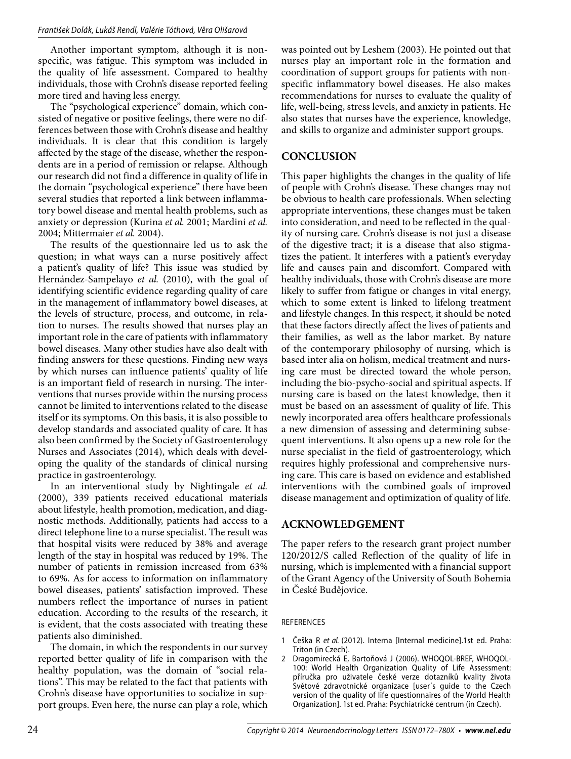Another important symptom, although it is non-specific, was fatigue. This symptom was included in the quality of life assessment. Compared to healthy individuals, those with Crohn's disease reported feeling more tired and having less energy.

The "psychological experience" domain, which consisted of negative or positive feelings, there were no differences between those with Crohn's disease and healthy individuals. It is clear that this condition is largely affected by the stage of the disease, whether the respondents are in a period of remission or relapse. Although our research did not find a difference in quality of life in the domain "psychological experience" there have been several studies that reported a link between inflammatory bowel disease and mental health problems, such as anxiety or depression (Kurina *et al.* 2001; Mardini *et al.* 2004; Mittermaier *et al.* 2004).

The results of the questionnaire led us to ask the question; in what ways can a nurse positively affect a patient's quality of life? This issue was studied by Hernández-Sampelayo *et al.* (2010), with the goal of identifying scientific evidence regarding quality of care in the management of inflammatory bowel diseases, at the levels of structure, process, and outcome, in relation to nurses. The results showed that nurses play an important role in the care of patients with inflammatory bowel diseases. Many other studies have also dealt with finding answers for these questions. Finding new ways by which nurses can influence patients' quality of life is an important field of research in nursing. The interventions that nurses provide within the nursing process cannot be limited to interventions related to the disease itself or its symptoms. On this basis, it is also possible to develop standards and associated quality of care. It has also been confirmed by the Society of Gastroenterology Nurses and Associates (2014), which deals with developing the quality of the standards of clinical nursing practice in gastroenterology.

In an interventional study by Nightingale *et al.* (2000), 339 patients received educational materials about lifestyle, health promotion, medication, and diagnostic methods. Additionally, patients had access to a direct telephone line to a nurse specialist. The result was that hospital visits were reduced by 38% and average length of the stay in hospital was reduced by 19%. The number of patients in remission increased from 63% to 69%. As for access to information on inflammatory bowel diseases, patients' satisfaction improved. These numbers reflect the importance of nurses in patient education. According to the results of the research, it is evident, that the costs associated with treating these patients also diminished.

The domain, in which the respondents in our survey reported better quality of life in comparison with the healthy population, was the domain of "social relations". This may be related to the fact that patients with Crohn's disease have opportunities to socialize in support groups. Even here, the nurse can play a role, which was pointed out by Leshem (2003). He pointed out that nurses play an important role in the formation and coordination of support groups for patients with non-specific inflammatory bowel diseases. He also makes recommendations for nurses to evaluate the quality of life, well-being, stress levels, and anxiety in patients. He also states that nurses have the experience, knowledge, and skills to organize and administer support groups.

## CONCLUSION

This paper highlights the changes in the quality of life of people with Crohn's disease. These changes may not be obvious to health care professionals. When selecting appropriate interventions, these changes must be taken into consideration, and need to be reflected in the quality of nursing care. Crohn's disease is not just a disease of the digestive tract; it is a disease that also stigmatizes the patient. It interferes with a patient's everyday life and causes pain and discomfort. Compared with healthy individuals, those with Crohn's disease are more likely to suffer from fatigue or changes in vital energy, which to some extent is linked to lifelong treatment and lifestyle changes. In this respect, it should be noted that these factors directly affect the lives of patients and their families, as well as the labor market. By nature of the contemporary philosophy of nursing, which is based inter alia on holism, medical treatment and nursing care must be directed toward the whole person, including the bio-psycho-social and spiritual aspects. If nursing care is based on the latest knowledge, then it must be based on an assessment of quality of life. This newly incorporated area offers healthcare professionals a new dimension of assessing and determining subsequent interventions. It also opens up a new role for the nurse specialist in the field of gastroenterology, which requires highly professional and comprehensive nursing care. This care is based on evidence and established interventions with the combined goals of improved disease management and optimization of quality of life.

## ACKNOWLEDGEMENT

The paper refers to the research grant project number 120/2012/S called Reflection of the quality of life in nursing, which is implemented with a financial support of the Grant Agency of the University of South Bohemia in České Budějovice.

REFERENCES

1. Češka R *et al.* (2012). Interna [Internal medicine].1st ed. Praha: Triton (in Czech).
2. Dragomirecká E, Bartoňová J (2006). WHOQOL-BREF, WHOQOL-100: World Health Organization Quality of Life Assessment: příručka pro uživatele české verze dotazníků kvality života Světové zdravotnické organizace [user´s guide to the Czech version of the quality of life questionnaires of the World Health Organization]. 1st ed. Praha: Psychiatrické centrum (in Czech).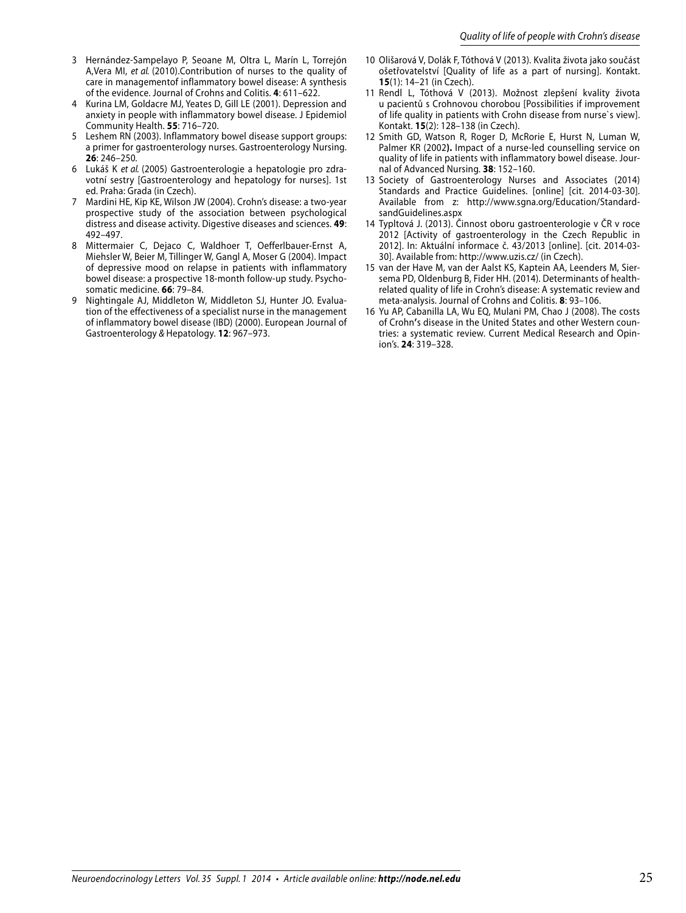3 Hernández-Sampelayo P, Seoane M, Oltra L, Marín L, Torrejón A,Vera MI, *et al.* (2010).Contribution of nurses to the quality of care in managementof inflammatory bowel disease: A synthesis of the evidence. Journal of Crohns and Colitis. **4**: 611–622.

4 Kurina LM, Goldacre MJ, Yeates D, Gill LE (2001). Depression and anxiety in people with inflammatory bowel disease. J Epidemiol Community Health. **55**: 716–720.

5 Leshem RN (2003). Inflammatory bowel disease support groups: a primer for gastroenterology nurses. Gastroenterology Nursing. **26**: 246–250.

6 Lukáš K *et al.* (2005) Gastroenterologie a hepatologie pro zdravotní sestry [Gastroenterology and hepatology for nurses]. 1st ed. Praha: Grada (in Czech).

7 Mardini HE, Kip KE, Wilson JW (2004). Crohn's disease: a two-year prospective study of the association between psychological distress and disease activity. Digestive diseases and sciences. **49**: 492–497.

8 Mittermaier C, Dejaco C, Waldhoer T, Oefferlbauer-Ernst A, Miehsler W, Beier M, Tillinger W, Gangl A, Moser G (2004). Impact of depressive mood on relapse in patients with inflammatory bowel disease: a prospective 18-month follow-up study. Psychosomatic medicine. **66**: 79–84.

9 Nightingale AJ, Middleton W, Middleton SJ, Hunter JO. Evaluation of the effectiveness of a specialist nurse in the management of inflammatory bowel disease (IBD) (2000). European Journal of Gastroenterology & Hepatology. **12**: 967–973.

10 Olišarová V, Dolák F, Tóthová V (2013). Kvalita života jako součást ošetřovatelství [Quality of life as a part of nursing]. Kontakt. **15**(1): 14–21 (in Czech).

11 Rendl L, Tóthová V (2013). Možnost zlepšení kvality života u pacientů s Crohnovou chorobou [Possibilities if improvement of life quality in patients with Crohn disease from nurse`s view]. Kontakt. **15**(2): 128–138 (in Czech).

12 Smith GD, Watson R, Roger D, McRorie E, Hurst N, Luman W, Palmer KR (2002**).** Impact of a nurse-led counselling service on quality of life in patients with inflammatory bowel disease. Journal of Advanced Nursing. **38**: 152–160.

13 Society of Gastroenterology Nurses and Associates (2014) Standards and Practice Guidelines. [online] [cit. 2014-03-30]. Available from z: http://www.sgna.org/Education/StandardsandGuidelines.aspx

14 Typltová J. (2013). Činnost oboru gastroenterologie v ČR v roce 2012 [Activity of gastroenterology in the Czech Republic in 2012]. In: Aktuální informace č. 43/2013 [online]. [cit. 2014-03-30]. Available from: http://www.uzis.cz/ (in Czech).

15 van der Have M, van der Aalst KS, Kaptein AA, Leenders M, Siersema PD, Oldenburg B, Fider HH. (2014). Determinants of health-related quality of life in Crohn's disease: A systematic review and meta-analysis. Journal of Crohns and Colitis. **8**: 93–106.

16 Yu AP, Cabanilla LA, Wu EQ, Mulani PM, Chao J (2008). The costs of Crohn**'**s disease in the United States and other Western countries: a systematic review. Current Medical Research and Opinion's. **24**: 319–328.